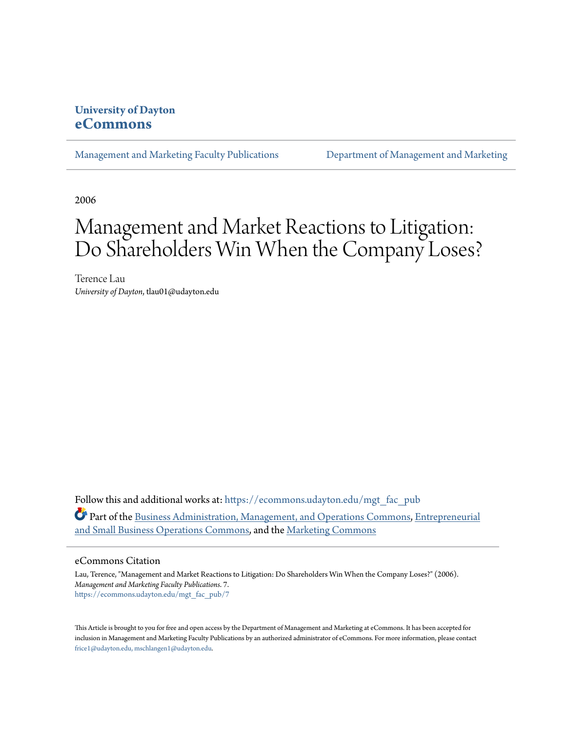University of Dayton
**eCommons**

Management and Marketing Faculty Publications | Department of Management and Marketing

2006

# Management and Market Reactions to Litigation: Do Shareholders Win When the Company Loses?

Terence Lau
*University of Dayton*, tlau01@udayton.edu

Follow this and additional works at: https://ecommons.udayton.edu/mgt_fac_pub

Part of the Business Administration, Management, and Operations Commons, Entrepreneurial and Small Business Operations Commons, and the Marketing Commons

## eCommons Citation

Lau, Terence, "Management and Market Reactions to Litigation: Do Shareholders Win When the Company Loses?" (2006). *Management and Marketing Faculty Publications*. 7.
https://ecommons.udayton.edu/mgt_fac_pub/7

This Article is brought to you for free and open access by the Department of Management and Marketing at eCommons. It has been accepted for inclusion in Management and Marketing Faculty Publications by an authorized administrator of eCommons. For more information, please contact frice1@udayton.edu, mschlangen1@udayton.edu.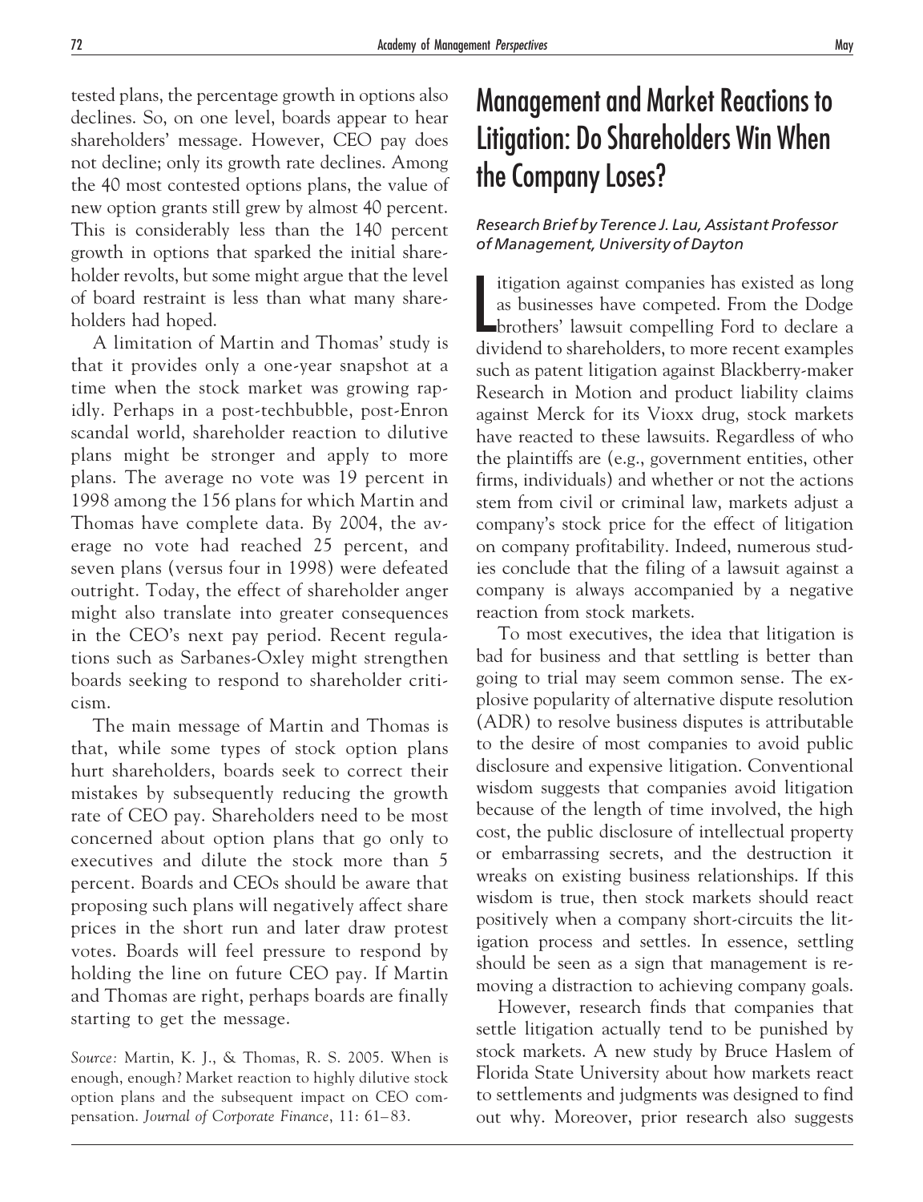tested plans, the percentage growth in options also declines. So, on one level, boards appear to hear shareholders' message. However, CEO pay does not decline; only its growth rate declines. Among the 40 most contested options plans, the value of new option grants still grew by almost 40 percent. This is considerably less than the 140 percent growth in options that sparked the initial shareholder revolts, but some might argue that the level of board restraint is less than what many shareholders had hoped.

A limitation of Martin and Thomas' study is that it provides only a one-year snapshot at a time when the stock market was growing rapidly. Perhaps in a post-techbubble, post-Enron scandal world, shareholder reaction to dilutive plans might be stronger and apply to more plans. The average no vote was 19 percent in 1998 among the 156 plans for which Martin and Thomas have complete data. By 2004, the average no vote had reached 25 percent, and seven plans (versus four in 1998) were defeated outright. Today, the effect of shareholder anger might also translate into greater consequences in the CEO's next pay period. Recent regulations such as Sarbanes-Oxley might strengthen boards seeking to respond to shareholder criticism.

The main message of Martin and Thomas is that, while some types of stock option plans hurt shareholders, boards seek to correct their mistakes by subsequently reducing the growth rate of CEO pay. Shareholders need to be most concerned about option plans that go only to executives and dilute the stock more than 5 percent. Boards and CEOs should be aware that proposing such plans will negatively affect share prices in the short run and later draw protest votes. Boards will feel pressure to respond by holding the line on future CEO pay. If Martin and Thomas are right, perhaps boards are finally starting to get the message.

*Source:* Martin, K. J., & Thomas, R. S. 2005. When is enough, enough? Market reaction to highly dilutive stock option plans and the subsequent impact on CEO compensation. *Journal of Corporate Finance*, 11: 61–83.

# Management and Market Reactions to Litigation: Do Shareholders Win When the Company Loses?

*Research Brief by Terence J. Lau, Assistant Professor of Management, University of Dayton*

Litigation against companies has existed as long as businesses have competed. From the Dodge brothers' lawsuit compelling Ford to declare a dividend to shareholders, to more recent examples such as patent litigation against Blackberry-maker Research in Motion and product liability claims against Merck for its Vioxx drug, stock markets have reacted to these lawsuits. Regardless of who the plaintiffs are (e.g., government entities, other firms, individuals) and whether or not the actions stem from civil or criminal law, markets adjust a company's stock price for the effect of litigation on company profitability. Indeed, numerous studies conclude that the filing of a lawsuit against a company is always accompanied by a negative reaction from stock markets.

To most executives, the idea that litigation is bad for business and that settling is better than going to trial may seem common sense. The explosive popularity of alternative dispute resolution (ADR) to resolve business disputes is attributable to the desire of most companies to avoid public disclosure and expensive litigation. Conventional wisdom suggests that companies avoid litigation because of the length of time involved, the high cost, the public disclosure of intellectual property or embarrassing secrets, and the destruction it wreaks on existing business relationships. If this wisdom is true, then stock markets should react positively when a company short-circuits the litigation process and settles. In essence, settling should be seen as a sign that management is removing a distraction to achieving company goals.

However, research finds that companies that settle litigation actually tend to be punished by stock markets. A new study by Bruce Haslem of Florida State University about how markets react to settlements and judgments was designed to find out why. Moreover, prior research also suggests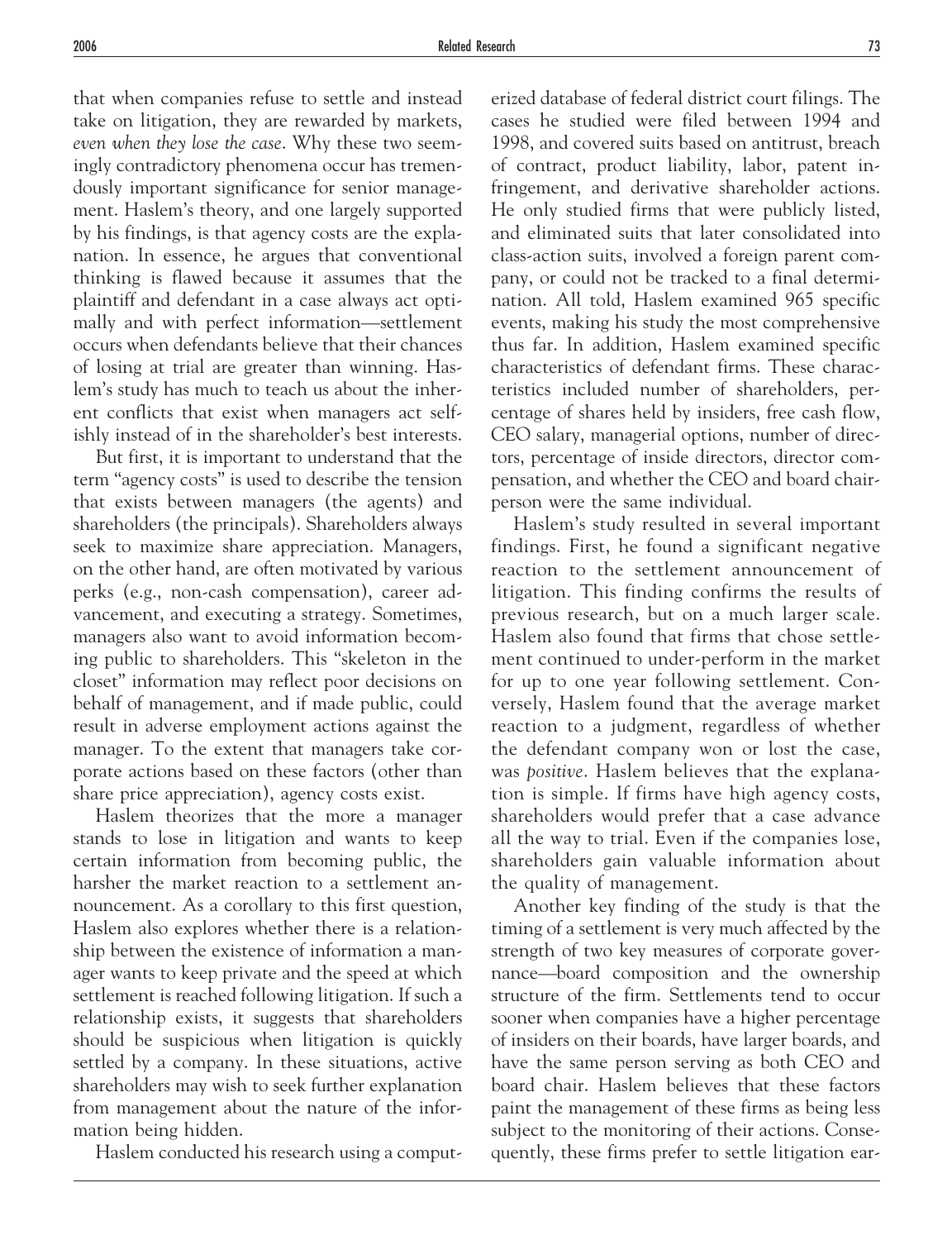that when companies refuse to settle and instead take on litigation, they are rewarded by markets, *even when they lose the case*. Why these two seemingly contradictory phenomena occur has tremendously important significance for senior management. Haslem's theory, and one largely supported by his findings, is that agency costs are the explanation. In essence, he argues that conventional thinking is flawed because it assumes that the plaintiff and defendant in a case always act optimally and with perfect information—settlement occurs when defendants believe that their chances of losing at trial are greater than winning. Haslem's study has much to teach us about the inherent conflicts that exist when managers act selfishly instead of in the shareholder's best interests.

But first, it is important to understand that the term "agency costs" is used to describe the tension that exists between managers (the agents) and shareholders (the principals). Shareholders always seek to maximize share appreciation. Managers, on the other hand, are often motivated by various perks (e.g., non-cash compensation), career advancement, and executing a strategy. Sometimes, managers also want to avoid information becoming public to shareholders. This "skeleton in the closet" information may reflect poor decisions on behalf of management, and if made public, could result in adverse employment actions against the manager. To the extent that managers take corporate actions based on these factors (other than share price appreciation), agency costs exist.

Haslem theorizes that the more a manager stands to lose in litigation and wants to keep certain information from becoming public, the harsher the market reaction to a settlement announcement. As a corollary to this first question, Haslem also explores whether there is a relationship between the existence of information a manager wants to keep private and the speed at which settlement is reached following litigation. If such a relationship exists, it suggests that shareholders should be suspicious when litigation is quickly settled by a company. In these situations, active shareholders may wish to seek further explanation from management about the nature of the information being hidden.

Haslem conducted his research using a computerized database of federal district court filings. The cases he studied were filed between 1994 and 1998, and covered suits based on antitrust, breach of contract, product liability, labor, patent infringement, and derivative shareholder actions. He only studied firms that were publicly listed, and eliminated suits that later consolidated into class-action suits, involved a foreign parent company, or could not be tracked to a final determination. All told, Haslem examined 965 specific events, making his study the most comprehensive thus far. In addition, Haslem examined specific characteristics of defendant firms. These characteristics included number of shareholders, percentage of shares held by insiders, free cash flow, CEO salary, managerial options, number of directors, percentage of inside directors, director compensation, and whether the CEO and board chairperson were the same individual.

Haslem's study resulted in several important findings. First, he found a significant negative reaction to the settlement announcement of litigation. This finding confirms the results of previous research, but on a much larger scale. Haslem also found that firms that chose settlement continued to under-perform in the market for up to one year following settlement. Conversely, Haslem found that the average market reaction to a judgment, regardless of whether the defendant company won or lost the case, was *positive*. Haslem believes that the explanation is simple. If firms have high agency costs, shareholders would prefer that a case advance all the way to trial. Even if the companies lose, shareholders gain valuable information about the quality of management.

Another key finding of the study is that the timing of a settlement is very much affected by the strength of two key measures of corporate governance—board composition and the ownership structure of the firm. Settlements tend to occur sooner when companies have a higher percentage of insiders on their boards, have larger boards, and have the same person serving as both CEO and board chair. Haslem believes that these factors paint the management of these firms as being less subject to the monitoring of their actions. Consequently, these firms prefer to settle litigation ear-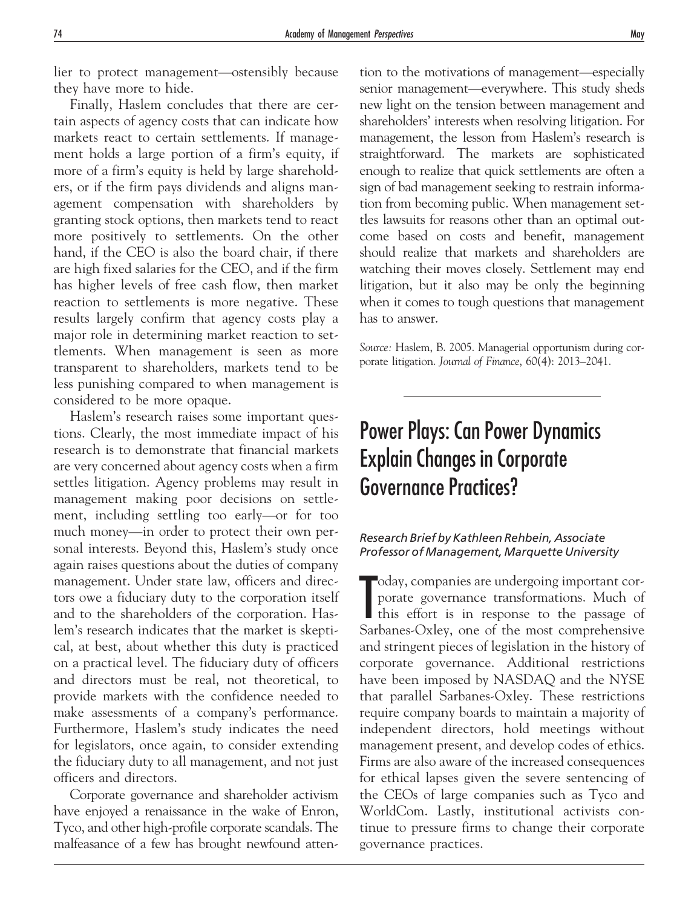lier to protect management—ostensibly because they have more to hide.

Finally, Haslem concludes that there are certain aspects of agency costs that can indicate how markets react to certain settlements. If management holds a large portion of a firm's equity, if more of a firm's equity is held by large shareholders, or if the firm pays dividends and aligns management compensation with shareholders by granting stock options, then markets tend to react more positively to settlements. On the other hand, if the CEO is also the board chair, if there are high fixed salaries for the CEO, and if the firm has higher levels of free cash flow, then market reaction to settlements is more negative. These results largely confirm that agency costs play a major role in determining market reaction to settlements. When management is seen as more transparent to shareholders, markets tend to be less punishing compared to when management is considered to be more opaque.

Haslem's research raises some important questions. Clearly, the most immediate impact of his research is to demonstrate that financial markets are very concerned about agency costs when a firm settles litigation. Agency problems may result in management making poor decisions on settlement, including settling too early—or for too much money—in order to protect their own personal interests. Beyond this, Haslem's study once again raises questions about the duties of company management. Under state law, officers and directors owe a fiduciary duty to the corporation itself and to the shareholders of the corporation. Haslem's research indicates that the market is skeptical, at best, about whether this duty is practiced on a practical level. The fiduciary duty of officers and directors must be real, not theoretical, to provide markets with the confidence needed to make assessments of a company's performance. Furthermore, Haslem's study indicates the need for legislators, once again, to consider extending the fiduciary duty to all management, and not just officers and directors.

Corporate governance and shareholder activism have enjoyed a renaissance in the wake of Enron, Tyco, and other high-profile corporate scandals. The malfeasance of a few has brought newfound attention to the motivations of management—especially senior management—everywhere. This study sheds new light on the tension between management and shareholders' interests when resolving litigation. For management, the lesson from Haslem's research is straightforward. The markets are sophisticated enough to realize that quick settlements are often a sign of bad management seeking to restrain information from becoming public. When management settles lawsuits for reasons other than an optimal outcome based on costs and benefit, management should realize that markets and shareholders are watching their moves closely. Settlement may end litigation, but it also may be only the beginning when it comes to tough questions that management has to answer.

*Source:* Haslem, B. 2005. Managerial opportunism during corporate litigation. *Journal of Finance*, 60(4): 2013–2041.

# Power Plays: Can Power Dynamics Explain Changes in Corporate Governance Practices?

*Research Brief by Kathleen Rehbein, Associate Professor of Management, Marquette University*

Today, companies are undergoing important corporate governance transformations. Much of this effort is in response to the passage of Sarbanes-Oxley, one of the most comprehensive and stringent pieces of legislation in the history of corporate governance. Additional restrictions have been imposed by NASDAQ and the NYSE that parallel Sarbanes-Oxley. These restrictions require company boards to maintain a majority of independent directors, hold meetings without management present, and develop codes of ethics. Firms are also aware of the increased consequences for ethical lapses given the severe sentencing of the CEOs of large companies such as Tyco and WorldCom. Lastly, institutional activists continue to pressure firms to change their corporate governance practices.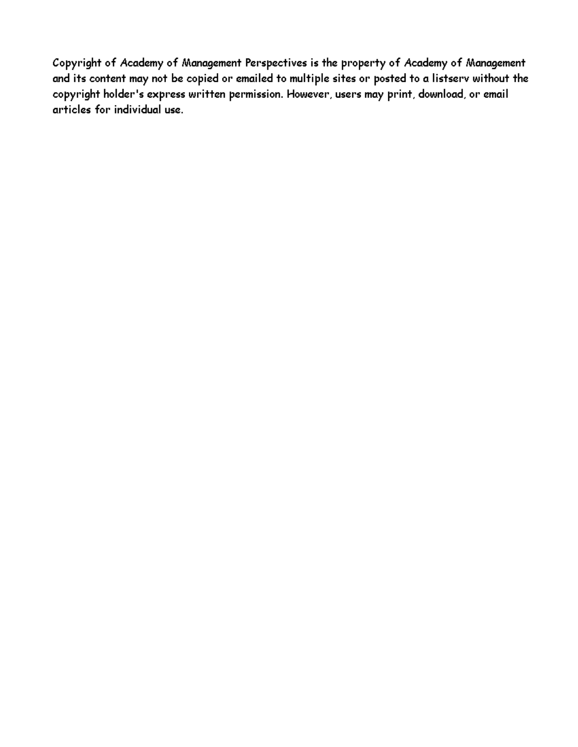Copyright of Academy of Management Perspectives is the property of Academy of Management and its content may not be copied or emailed to multiple sites or posted to a listserv without the copyright holder's express written permission. However, users may print, download, or email articles for individual use.